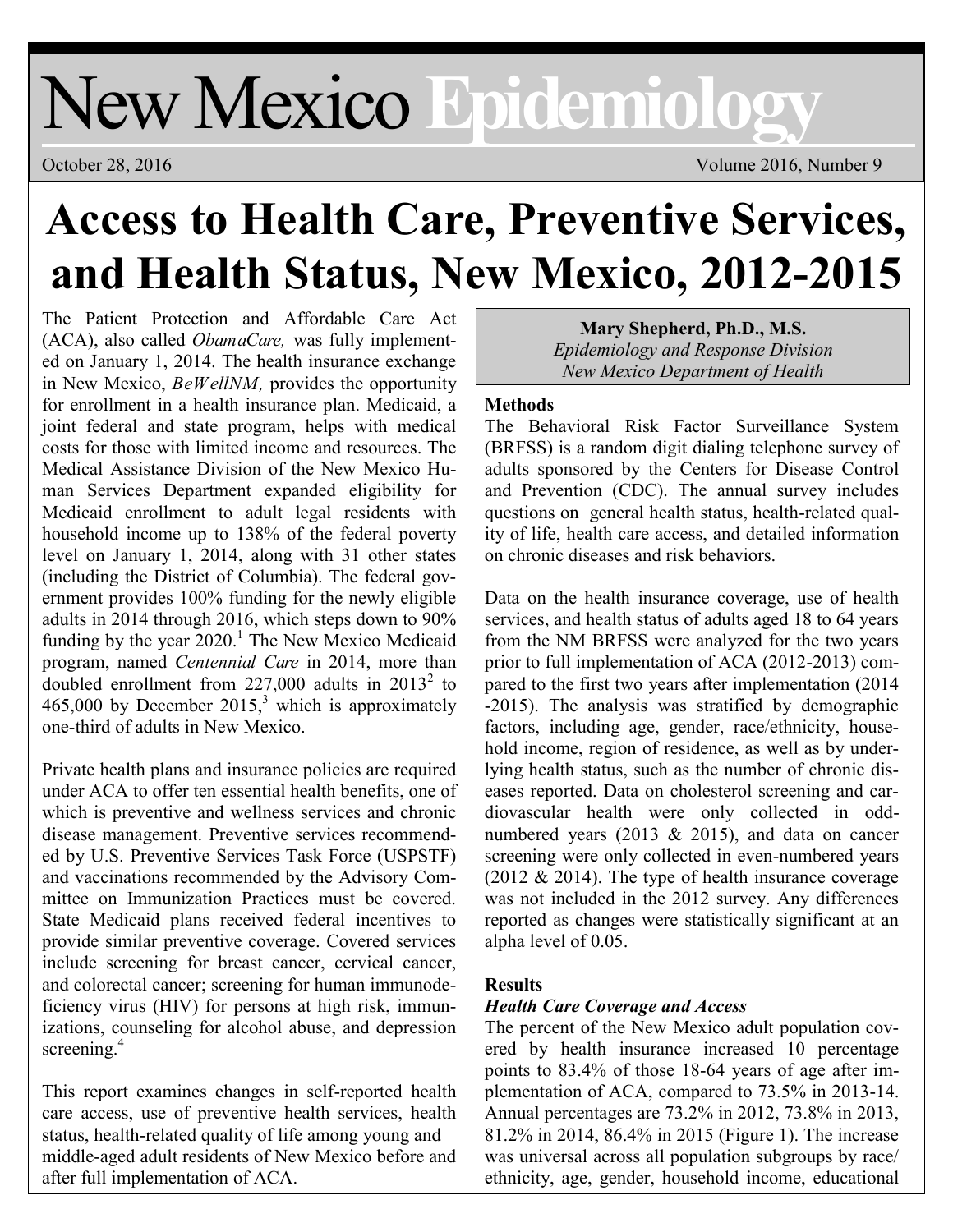# New Mexico Epidemiology

October 28, 2016 Volume 2016, Number 9

# Access to Health Care, Preventive Services, and Health Status, New Mexico, 2012-2015

**Mary Shepherd, Ph.D., M.S.**
*Epidemiology and Response Division*
*New Mexico Department of Health*

The Patient Protection and Affordable Care Act (ACA), also called *ObamaCare,* was fully implemented on January 1, 2014. The health insurance exchange in New Mexico, *BeWellNM,* provides the opportunity for enrollment in a health insurance plan. Medicaid, a joint federal and state program, helps with medical costs for those with limited income and resources. The Medical Assistance Division of the New Mexico Human Services Department expanded eligibility for Medicaid enrollment to adult legal residents with household income up to 138% of the federal poverty level on January 1, 2014, along with 31 other states (including the District of Columbia). The federal government provides 100% funding for the newly eligible adults in 2014 through 2016, which steps down to 90% funding by the year 2020.[1] The New Mexico Medicaid program, named *Centennial Care* in 2014, more than doubled enrollment from 227,000 adults in 2013[2] to 465,000 by December 2015,[3] which is approximately one-third of adults in New Mexico.

Private health plans and insurance policies are required under ACA to offer ten essential health benefits, one of which is preventive and wellness services and chronic disease management. Preventive services recommended by U.S. Preventive Services Task Force (USPSTF) and vaccinations recommended by the Advisory Committee on Immunization Practices must be covered. State Medicaid plans received federal incentives to provide similar preventive coverage. Covered services include screening for breast cancer, cervical cancer, and colorectal cancer; screening for human immunodeficiency virus (HIV) for persons at high risk, immunizations, counseling for alcohol abuse, and depression screening.[4]

This report examines changes in self-reported health care access, use of preventive health services, health status, health-related quality of life among young and middle-aged adult residents of New Mexico before and after full implementation of ACA.

### Methods

The Behavioral Risk Factor Surveillance System (BRFSS) is a random digit dialing telephone survey of adults sponsored by the Centers for Disease Control and Prevention (CDC). The annual survey includes questions on general health status, health-related quality of life, health care access, and detailed information on chronic diseases and risk behaviors.

Data on the health insurance coverage, use of health services, and health status of adults aged 18 to 64 years from the NM BRFSS were analyzed for the two years prior to full implementation of ACA (2012-2013) compared to the first two years after implementation (2014-2015). The analysis was stratified by demographic factors, including age, gender, race/ethnicity, household income, region of residence, as well as by underlying health status, such as the number of chronic diseases reported. Data on cholesterol screening and cardiovascular health were only collected in odd-numbered years (2013 & 2015), and data on cancer screening were only collected in even-numbered years (2012 & 2014). The type of health insurance coverage was not included in the 2012 survey. Any differences reported as changes were statistically significant at an alpha level of 0.05.

### Results

#### *Health Care Coverage and Access*

The percent of the New Mexico adult population covered by health insurance increased 10 percentage points to 83.4% of those 18-64 years of age after implementation of ACA, compared to 73.5% in 2013-14. Annual percentages are 73.2% in 2012, 73.8% in 2013, 81.2% in 2014, 86.4% in 2015 (Figure 1). The increase was universal across all population subgroups by race/ethnicity, age, gender, household income, educational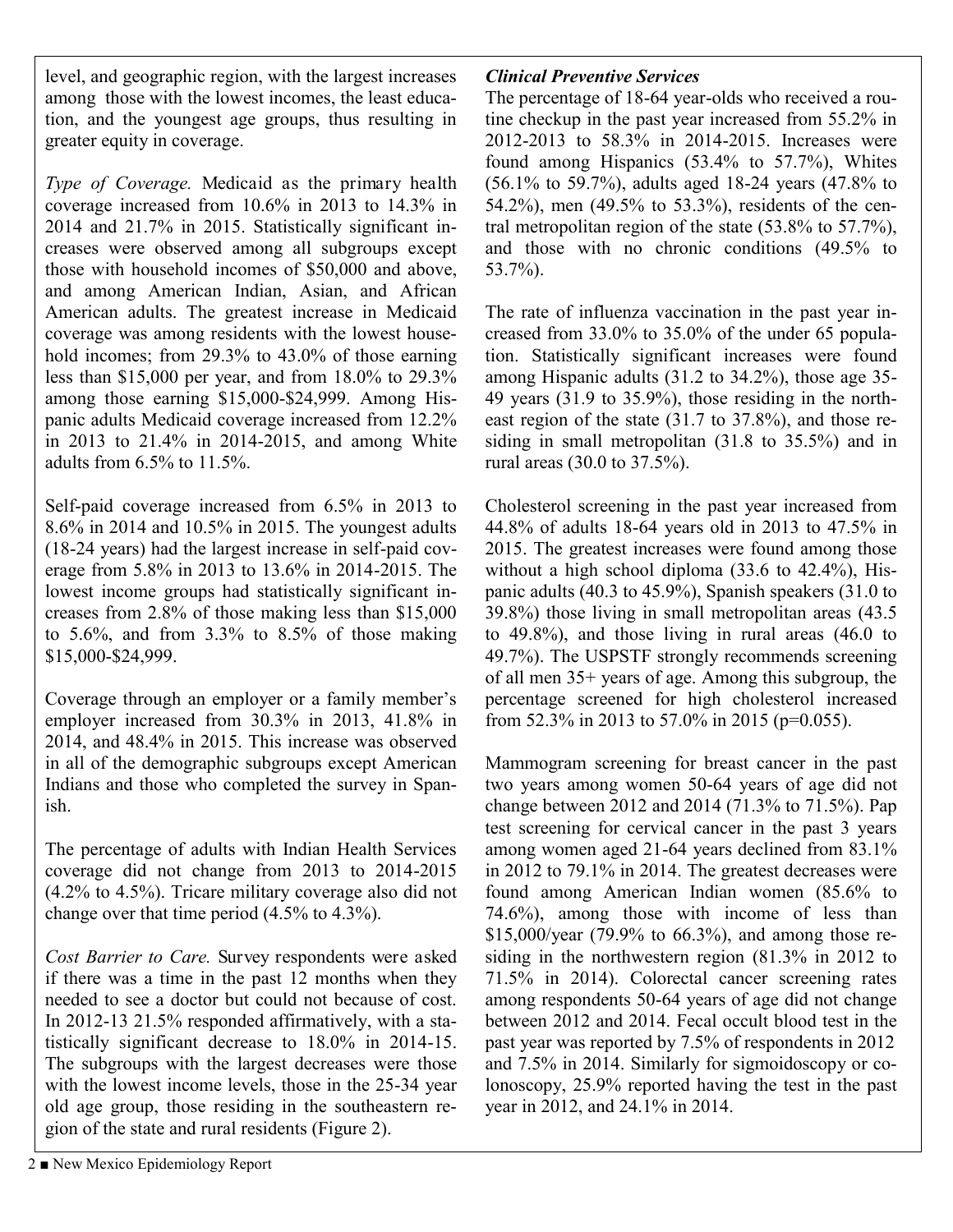level, and geographic region, with the largest increases among those with the lowest incomes, the least education, and the youngest age groups, thus resulting in greater equity in coverage.

*Type of Coverage.* Medicaid as the primary health coverage increased from 10.6% in 2013 to 14.3% in 2014 and 21.7% in 2015. Statistically significant increases were observed among all subgroups except those with household incomes of $50,000 and above, and among American Indian, Asian, and African American adults. The greatest increase in Medicaid coverage was among residents with the lowest household incomes; from 29.3% to 43.0% of those earning less than $15,000 per year, and from 18.0% to 29.3% among those earning $15,000-$24,999. Among Hispanic adults Medicaid coverage increased from 12.2% in 2013 to 21.4% in 2014-2015, and among White adults from 6.5% to 11.5%.

Self-paid coverage increased from 6.5% in 2013 to 8.6% in 2014 and 10.5% in 2015. The youngest adults (18-24 years) had the largest increase in self-paid coverage from 5.8% in 2013 to 13.6% in 2014-2015. The lowest income groups had statistically significant increases from 2.8% of those making less than $15,000 to 5.6%, and from 3.3% to 8.5% of those making $15,000-$24,999.

Coverage through an employer or a family member's employer increased from 30.3% in 2013, 41.8% in 2014, and 48.4% in 2015. This increase was observed in all of the demographic subgroups except American Indians and those who completed the survey in Spanish.

The percentage of adults with Indian Health Services coverage did not change from 2013 to 2014-2015 (4.2% to 4.5%). Tricare military coverage also did not change over that time period (4.5% to 4.3%).

*Cost Barrier to Care.* Survey respondents were asked if there was a time in the past 12 months when they needed to see a doctor but could not because of cost. In 2012-13 21.5% responded affirmatively, with a statistically significant decrease to 18.0% in 2014-15. The subgroups with the largest decreases were those with the lowest income levels, those in the 25-34 year old age group, those residing in the southeastern region of the state and rural residents (Figure 2).

***Clinical Preventive Services***

The percentage of 18-64 year-olds who received a routine checkup in the past year increased from 55.2% in 2012-2013 to 58.3% in 2014-2015. Increases were found among Hispanics (53.4% to 57.7%), Whites (56.1% to 59.7%), adults aged 18-24 years (47.8% to 54.2%), men (49.5% to 53.3%), residents of the central metropolitan region of the state (53.8% to 57.7%), and those with no chronic conditions (49.5% to 53.7%).

The rate of influenza vaccination in the past year increased from 33.0% to 35.0% of the under 65 population. Statistically significant increases were found among Hispanic adults (31.2 to 34.2%), those age 35-49 years (31.9 to 35.9%), those residing in the northeast region of the state (31.7 to 37.8%), and those residing in small metropolitan (31.8 to 35.5%) and in rural areas (30.0 to 37.5%).

Cholesterol screening in the past year increased from 44.8% of adults 18-64 years old in 2013 to 47.5% in 2015. The greatest increases were found among those without a high school diploma (33.6 to 42.4%), Hispanic adults (40.3 to 45.9%), Spanish speakers (31.0 to 39.8%) those living in small metropolitan areas (43.5 to 49.8%), and those living in rural areas (46.0 to 49.7%). The USPSTF strongly recommends screening of all men 35+ years of age. Among this subgroup, the percentage screened for high cholesterol increased from 52.3% in 2013 to 57.0% in 2015 ($p=0.055$).

Mammogram screening for breast cancer in the past two years among women 50-64 years of age did not change between 2012 and 2014 (71.3% to 71.5%). Pap test screening for cervical cancer in the past 3 years among women aged 21-64 years declined from 83.1% in 2012 to 79.1% in 2014. The greatest decreases were found among American Indian women (85.6% to 74.6%), among those with income of less than $15,000/year (79.9% to 66.3%), and among those residing in the northwestern region (81.3% in 2012 to 71.5% in 2014). Colorectal cancer screening rates among respondents 50-64 years of age did not change between 2012 and 2014. Fecal occult blood test in the past year was reported by 7.5% of respondents in 2012 and 7.5% in 2014. Similarly for sigmoidoscopy or colonoscopy, 25.9% reported having the test in the past year in 2012, and 24.1% in 2014.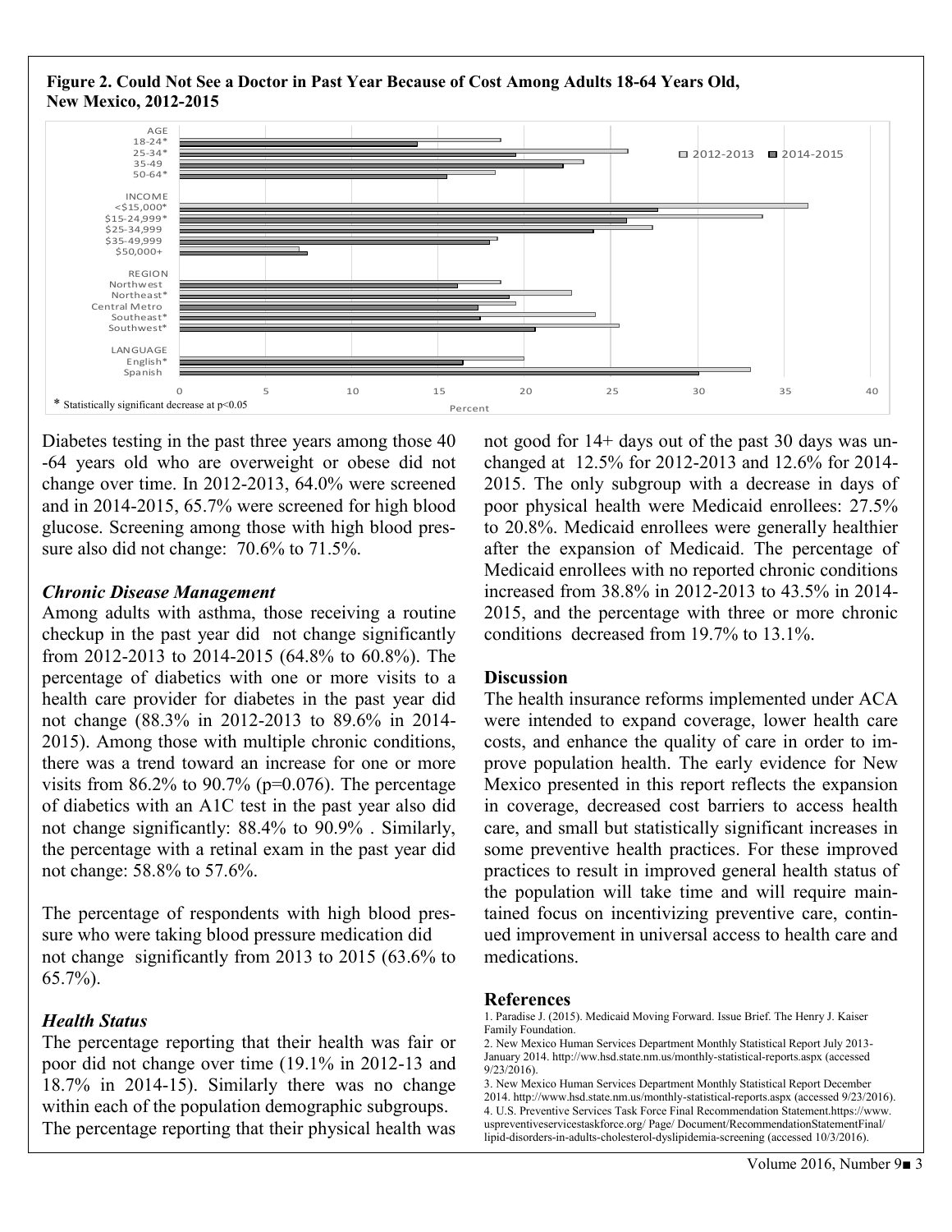**Figure 2. Could Not See a Doctor in Past Year Because of Cost Among Adults 18-64 Years Old, New Mexico, 2012-2015**

* Statistically significant decrease at p<0.05

Diabetes testing in the past three years among those 40-64 years old who are overweight or obese did not change over time. In 2012-2013, 64.0% were screened and in 2014-2015, 65.7% were screened for high blood glucose. Screening among those with high blood pressure also did not change: 70.6% to 71.5%.

### *Chronic Disease Management*

Among adults with asthma, those receiving a routine checkup in the past year did not change significantly from 2012-2013 to 2014-2015 (64.8% to 60.8%). The percentage of diabetics with one or more visits to a health care provider for diabetes in the past year did not change (88.3% in 2012-2013 to 89.6% in 2014-2015). Among those with multiple chronic conditions, there was a trend toward an increase for one or more visits from 86.2% to 90.7% (p=0.076). The percentage of diabetics with an A1C test in the past year also did not change significantly: 88.4% to 90.9% . Similarly, the percentage with a retinal exam in the past year did not change: 58.8% to 57.6%.

The percentage of respondents with high blood pressure who were taking blood pressure medication did not change significantly from 2013 to 2015 (63.6% to 65.7%).

### *Health Status*

The percentage reporting that their health was fair or poor did not change over time (19.1% in 2012-13 and 18.7% in 2014-15). Similarly there was no change within each of the population demographic subgroups. The percentage reporting that their physical health was not good for 14+ days out of the past 30 days was unchanged at 12.5% for 2012-2013 and 12.6% for 2014-2015. The only subgroup with a decrease in days of poor physical health were Medicaid enrollees: 27.5% to 20.8%. Medicaid enrollees were generally healthier after the expansion of Medicaid. The percentage of Medicaid enrollees with no reported chronic conditions increased from 38.8% in 2012-2013 to 43.5% in 2014-2015, and the percentage with three or more chronic conditions decreased from 19.7% to 13.1%.

### Discussion

The health insurance reforms implemented under ACA were intended to expand coverage, lower health care costs, and enhance the quality of care in order to improve population health. The early evidence for New Mexico presented in this report reflects the expansion in coverage, decreased cost barriers to access health care, and small but statistically significant increases in some preventive health practices. For these improved practices to result in improved general health status of the population will take time and will require maintained focus on incentivizing preventive care, continued improvement in universal access to health care and medications.

### References

1. Paradise J. (2015). Medicaid Moving Forward. Issue Brief. The Henry J. Kaiser Family Foundation.
2. New Mexico Human Services Department Monthly Statistical Report July 2013-January 2014. http://ww.hsd.state.nm.us/monthly-statistical-reports.aspx (accessed 9/23/2016).
3. New Mexico Human Services Department Monthly Statistical Report December 2014. http://www.hsd.state.nm.us/monthly-statistical-reports.aspx (accessed 9/23/2016).
4. U.S. Preventive Services Task Force Final Recommendation Statement.https://www.uspreventiveservicestaskforce.org/ Page/ Document/RecommendationStatementFinal/lipid-disorders-in-adults-cholesterol-dyslipidemia-screening (accessed 10/3/2016).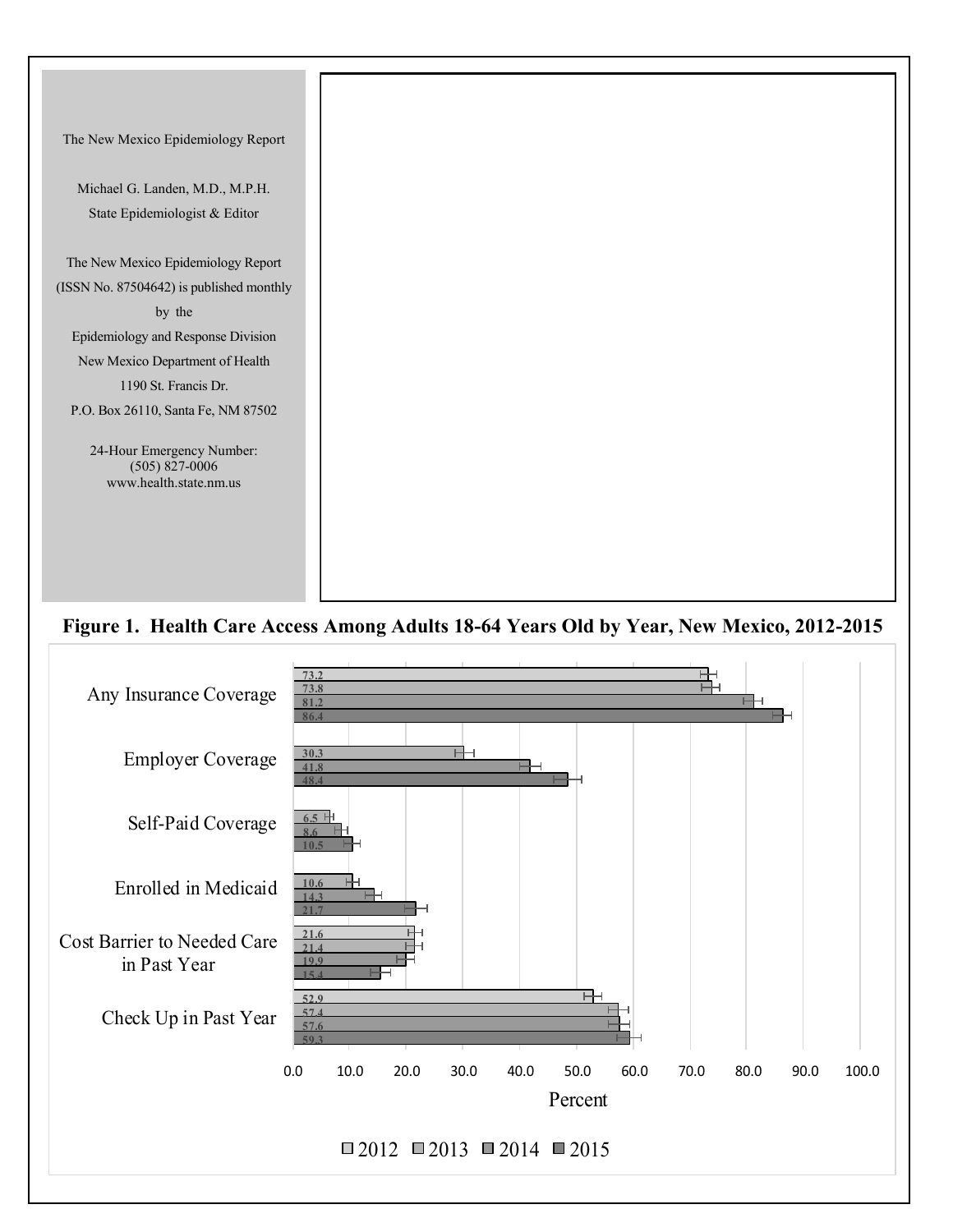The New Mexico Epidemiology Report

Michael G. Landen, M.D., M.P.H.
State Epidemiologist & Editor

The New Mexico Epidemiology Report (ISSN No. 87504642) is published monthly by the
Epidemiology and Response Division
New Mexico Department of Health
1190 St. Francis Dr.
P.O. Box 26110, Santa Fe, NM 87502

24-Hour Emergency Number:
(505) 827-0006
www.health.state.nm.us

**Figure 1. Health Care Access Among Adults 18-64 Years Old by Year, New Mexico, 2012-2015**

Any Insurance Coverage
73.2
73.8
81.2
86.4

Employer Coverage
30.3
41.8
48.4

Self-Paid Coverage
6.5
8.6
10.5

Enrolled in Medicaid
10.6
14.3
21.7

Cost Barrier to Needed Care in Past Year
21.6
21.4
19.9
15.4

Check Up in Past Year
52.9
57.4
57.6
59.3

0.0 10.0 20.0 30.0 40.0 50.0 60.0 70.0 80.0 90.0 100.0

Percent

2012 2013 2014 2015